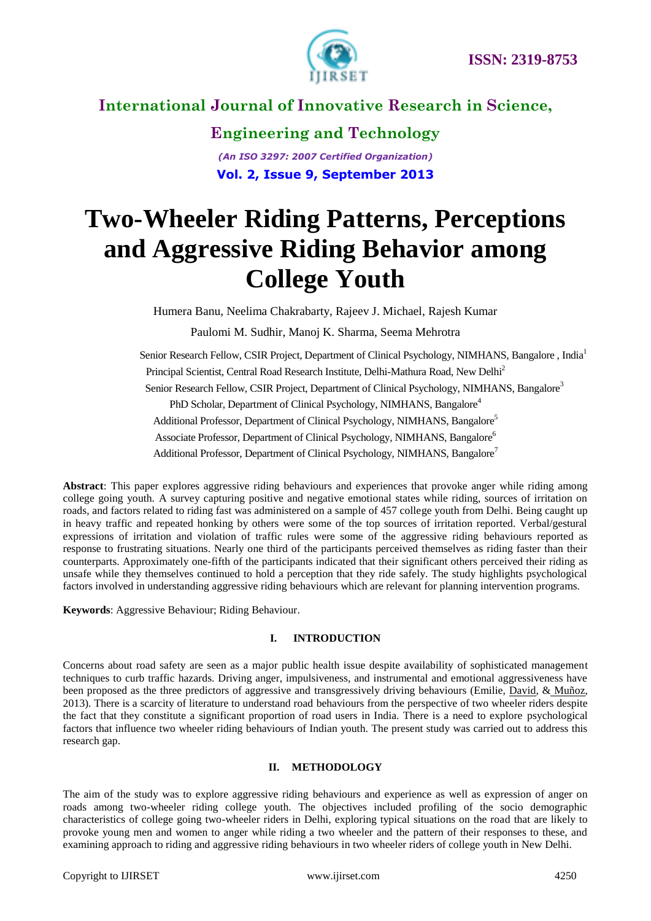# Two-Wheeler Riding Patterns, Perceptions and Aggressive Riding Behavior among College Youth

Humera Banu, Neelima Chakrabarty, Rajeev J. Michael, Rajesh Kumar

Paulomi M. Sudhir, Manoj K. Sharma, Seema Mehrotra

Senior Research Fellow, CSIR Project, Department of Clinical Psychology, NIMHANS, Bangalore , India[1]

Principal Scientist, Central Road Research Institute, Delhi-Mathura Road, New Delhi[2]

Senior Research Fellow, CSIR Project, Department of Clinical Psychology, NIMHANS, Bangalore[3]

PhD Scholar, Department of Clinical Psychology, NIMHANS, Bangalore[4]

Additional Professor, Department of Clinical Psychology, NIMHANS, Bangalore[5]

Associate Professor, Department of Clinical Psychology, NIMHANS, Bangalore[6]

Additional Professor, Department of Clinical Psychology, NIMHANS, Bangalore[7]

**Abstract**: This paper explores aggressive riding behaviours and experiences that provoke anger while riding among college going youth. A survey capturing positive and negative emotional states while riding, sources of irritation on roads, and factors related to riding fast was administered on a sample of 457 college youth from Delhi. Being caught up in heavy traffic and repeated honking by others were some of the top sources of irritation reported. Verbal/gestural expressions of irritation and violation of traffic rules were some of the aggressive riding behaviours reported as response to frustrating situations. Nearly one third of the participants perceived themselves as riding faster than their counterparts. Approximately one-fifth of the participants indicated that their significant others perceived their riding as unsafe while they themselves continued to hold a perception that they ride safely. The study highlights psychological factors involved in understanding aggressive riding behaviours which are relevant for planning intervention programs.

**Keywords**: Aggressive Behaviour; Riding Behaviour.

## I. INTRODUCTION

Concerns about road safety are seen as a major public health issue despite availability of sophisticated management techniques to curb traffic hazards. Driving anger, impulsiveness, and instrumental and emotional aggressiveness have been proposed as the three predictors of aggressive and transgressively driving behaviours (Emilie, David, & Muñoz, 2013). There is a scarcity of literature to understand road behaviours from the perspective of two wheeler riders despite the fact that they constitute a significant proportion of road users in India. There is a need to explore psychological factors that influence two wheeler riding behaviours of Indian youth. The present study was carried out to address this research gap.

## II. METHODOLOGY

The aim of the study was to explore aggressive riding behaviours and experience as well as expression of anger on roads among two-wheeler riding college youth. The objectives included profiling of the socio demographic characteristics of college going two-wheeler riders in Delhi, exploring typical situations on the road that are likely to provoke young men and women to anger while riding a two wheeler and the pattern of their responses to these, and examining approach to riding and aggressive riding behaviours in two wheeler riders of college youth in New Delhi.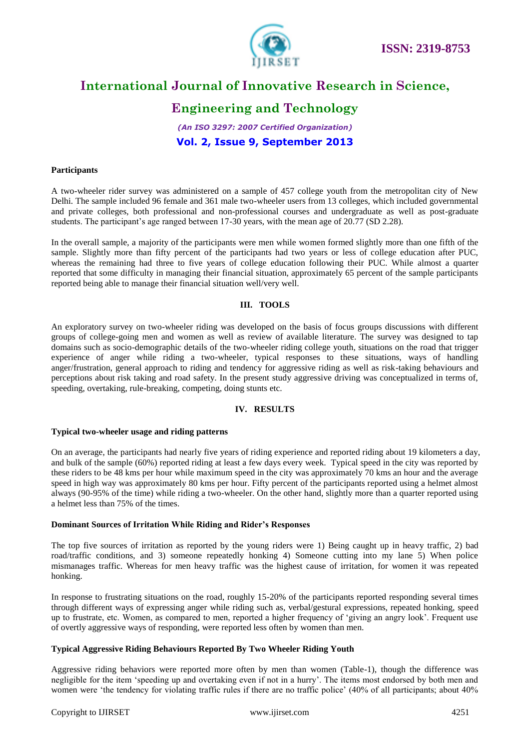**Participants**

A two-wheeler rider survey was administered on a sample of 457 college youth from the metropolitan city of New Delhi. The sample included 96 female and 361 male two-wheeler users from 13 colleges, which included governmental and private colleges, both professional and non-professional courses and undergraduate as well as post-graduate students. The participant's age ranged between 17-30 years, with the mean age of 20.77 (SD 2.28).

In the overall sample, a majority of the participants were men while women formed slightly more than one fifth of the sample. Slightly more than fifty percent of the participants had two years or less of college education after PUC, whereas the remaining had three to five years of college education following their PUC. While almost a quarter reported that some difficulty in managing their financial situation, approximately 65 percent of the sample participants reported being able to manage their financial situation well/very well.

## III. TOOLS

An exploratory survey on two-wheeler riding was developed on the basis of focus groups discussions with different groups of college-going men and women as well as review of available literature. The survey was designed to tap domains such as socio-demographic details of the two-wheeler riding college youth, situations on the road that trigger experience of anger while riding a two-wheeler, typical responses to these situations, ways of handling anger/frustration, general approach to riding and tendency for aggressive riding as well as risk-taking behaviours and perceptions about risk taking and road safety. In the present study aggressive driving was conceptualized in terms of, speeding, overtaking, rule-breaking, competing, doing stunts etc.

## IV. RESULTS

**Typical two-wheeler usage and riding patterns**

On an average, the participants had nearly five years of riding experience and reported riding about 19 kilometers a day, and bulk of the sample (60%) reported riding at least a few days every week. Typical speed in the city was reported by these riders to be 48 kms per hour while maximum speed in the city was approximately 70 kms an hour and the average speed in high way was approximately 80 kms per hour. Fifty percent of the participants reported using a helmet almost always (90-95% of the time) while riding a two-wheeler. On the other hand, slightly more than a quarter reported using a helmet less than 75% of the times.

**Dominant Sources of Irritation While Riding and Rider's Responses**

The top five sources of irritation as reported by the young riders were 1) Being caught up in heavy traffic, 2) bad road/traffic conditions, and 3) someone repeatedly honking 4) Someone cutting into my lane 5) When police mismanages traffic. Whereas for men heavy traffic was the highest cause of irritation, for women it was repeated honking.

In response to frustrating situations on the road, roughly 15-20% of the participants reported responding several times through different ways of expressing anger while riding such as, verbal/gestural expressions, repeated honking, speed up to frustrate, etc. Women, as compared to men, reported a higher frequency of 'giving an angry look'. Frequent use of overtly aggressive ways of responding, were reported less often by women than men.

**Typical Aggressive Riding Behaviours Reported By Two Wheeler Riding Youth**

Aggressive riding behaviors were reported more often by men than women (Table-1), though the difference was negligible for the item 'speeding up and overtaking even if not in a hurry'. The items most endorsed by both men and women were 'the tendency for violating traffic rules if there are no traffic police' (40% of all participants; about 40%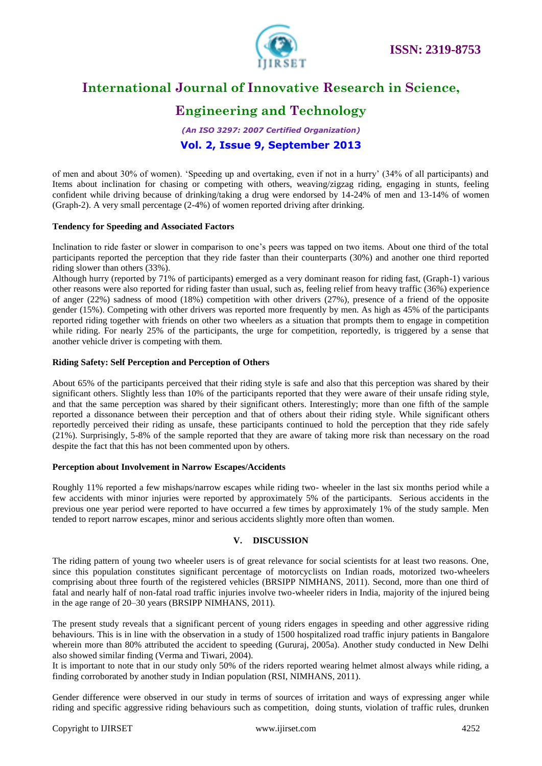of men and about 30% of women). 'Speeding up and overtaking, even if not in a hurry' (34% of all participants) and Items about inclination for chasing or competing with others, weaving/zigzag riding, engaging in stunts, feeling confident while driving because of drinking/taking a drug were endorsed by 14-24% of men and 13-14% of women (Graph-2). A very small percentage (2-4%) of women reported driving after drinking.

**Tendency for Speeding and Associated Factors**

Inclination to ride faster or slower in comparison to one's peers was tapped on two items. About one third of the total participants reported the perception that they ride faster than their counterparts (30%) and another one third reported riding slower than others (33%).

Although hurry (reported by 71% of participants) emerged as a very dominant reason for riding fast, (Graph-1) various other reasons were also reported for riding faster than usual, such as, feeling relief from heavy traffic (36%) experience of anger (22%) sadness of mood (18%) competition with other drivers (27%), presence of a friend of the opposite gender (15%). Competing with other drivers was reported more frequently by men. As high as 45% of the participants reported riding together with friends on other two wheelers as a situation that prompts them to engage in competition while riding. For nearly 25% of the participants, the urge for competition, reportedly, is triggered by a sense that another vehicle driver is competing with them.

**Riding Safety: Self Perception and Perception of Others**

About 65% of the participants perceived that their riding style is safe and also that this perception was shared by their significant others. Slightly less than 10% of the participants reported that they were aware of their unsafe riding style, and that the same perception was shared by their significant others. Interestingly; more than one fifth of the sample reported a dissonance between their perception and that of others about their riding style. While significant others reportedly perceived their riding as unsafe, these participants continued to hold the perception that they ride safely (21%). Surprisingly, 5-8% of the sample reported that they are aware of taking more risk than necessary on the road despite the fact that this has not been commented upon by others.

**Perception about Involvement in Narrow Escapes/Accidents**

Roughly 11% reported a few mishaps/narrow escapes while riding two- wheeler in the last six months period while a few accidents with minor injuries were reported by approximately 5% of the participants. Serious accidents in the previous one year period were reported to have occurred a few times by approximately 1% of the study sample. Men tended to report narrow escapes, minor and serious accidents slightly more often than women.

## V. DISCUSSION

The riding pattern of young two wheeler users is of great relevance for social scientists for at least two reasons. One, since this population constitutes significant percentage of motorcyclists on Indian roads, motorized two-wheelers comprising about three fourth of the registered vehicles (BRSIPP NIMHANS, 2011). Second, more than one third of fatal and nearly half of non-fatal road traffic injuries involve two-wheeler riders in India, majority of the injured being in the age range of 20–30 years (BRSIPP NIMHANS, 2011).

The present study reveals that a significant percent of young riders engages in speeding and other aggressive riding behaviours. This is in line with the observation in a study of 1500 hospitalized road traffic injury patients in Bangalore wherein more than 80% attributed the accident to speeding (Gururaj, 2005a). Another study conducted in New Delhi also showed similar finding (Verma and Tiwari, 2004).

It is important to note that in our study only 50% of the riders reported wearing helmet almost always while riding, a finding corroborated by another study in Indian population (RSI, NIMHANS, 2011).

Gender difference were observed in our study in terms of sources of irritation and ways of expressing anger while riding and specific aggressive riding behaviours such as competition, doing stunts, violation of traffic rules, drunken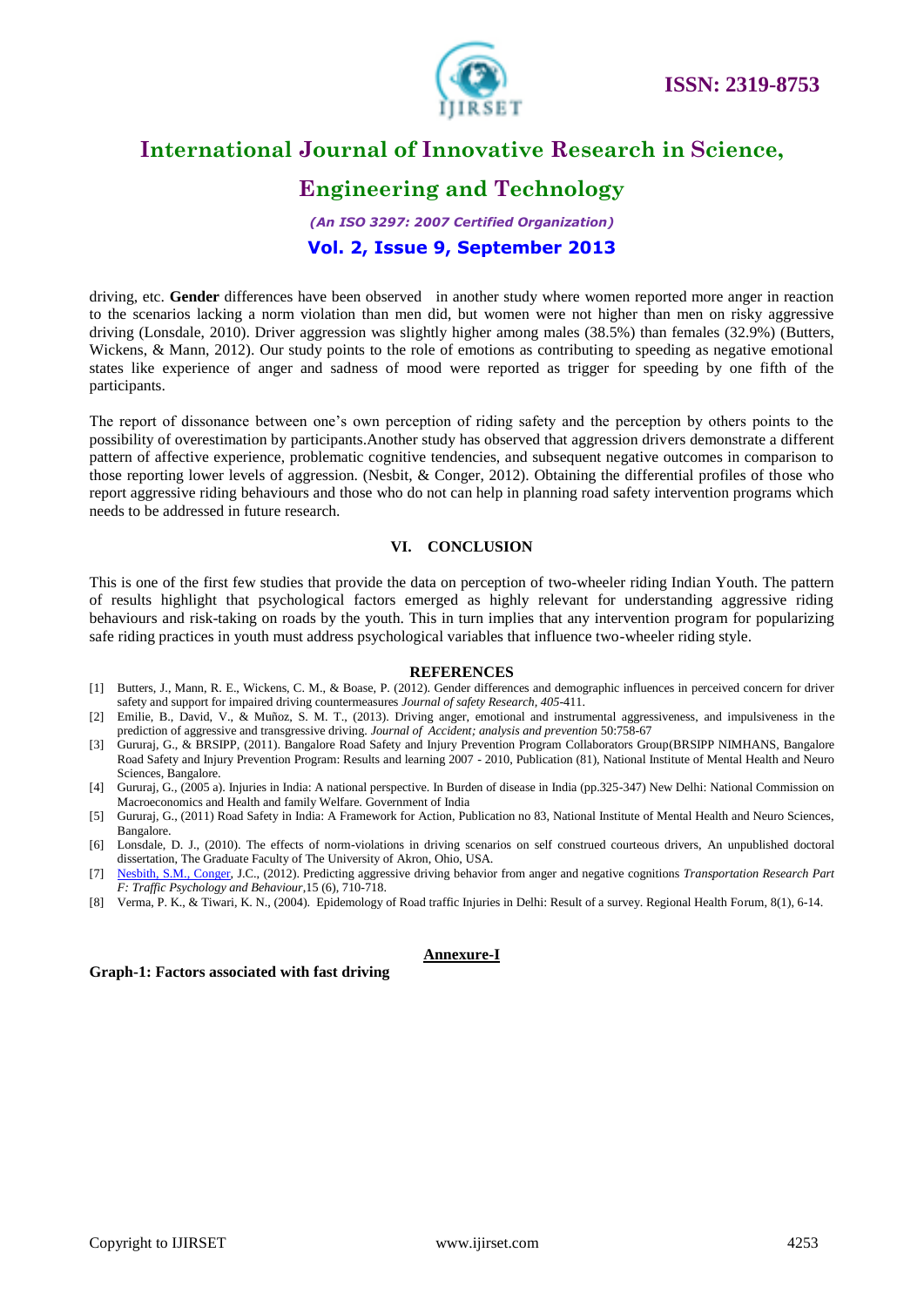driving, etc. **Gender** differences have been observed in another study where women reported more anger in reaction to the scenarios lacking a norm violation than men did, but women were not higher than men on risky aggressive driving (Lonsdale, 2010). Driver aggression was slightly higher among males (38.5%) than females (32.9%) (Butters, Wickens, & Mann, 2012). Our study points to the role of emotions as contributing to speeding as negative emotional states like experience of anger and sadness of mood were reported as trigger for speeding by one fifth of the participants.

The report of dissonance between one's own perception of riding safety and the perception by others points to the possibility of overestimation by participants.Another study has observed that aggression drivers demonstrate a different pattern of affective experience, problematic cognitive tendencies, and subsequent negative outcomes in comparison to those reporting lower levels of aggression. (Nesbit, & Conger, 2012). Obtaining the differential profiles of those who report aggressive riding behaviours and those who do not can help in planning road safety intervention programs which needs to be addressed in future research.

## VI. CONCLUSION

This is one of the first few studies that provide the data on perception of two-wheeler riding Indian Youth. The pattern of results highlight that psychological factors emerged as highly relevant for understanding aggressive riding behaviours and risk-taking on roads by the youth. This in turn implies that any intervention program for popularizing safe riding practices in youth must address psychological variables that influence two-wheeler riding style.

## REFERENCES

[1] Butters, J., Mann, R. E., Wickens, C. M., & Boase, P. (2012). Gender differences and demographic influences in perceived concern for driver safety and support for impaired driving countermeasures *Journal of safety Research, 405*-411.

[2] Emilie, B., David, V., & Muñoz, S. M. T., (2013). Driving anger, emotional and instrumental aggressiveness, and impulsiveness in the prediction of aggressive and transgressive driving. *Journal of Accident; analysis and prevention* 50:758-67

[3] Gururaj, G., & BRSIPP, (2011). Bangalore Road Safety and Injury Prevention Program Collaborators Group(BRSIPP NIMHANS, Bangalore Road Safety and Injury Prevention Program: Results and learning 2007 - 2010, Publication (81), National Institute of Mental Health and Neuro Sciences, Bangalore.

[4] Gururaj, G., (2005 a). Injuries in India: A national perspective. In Burden of disease in India (pp.325-347) New Delhi: National Commission on Macroeconomics and Health and family Welfare. Government of India

[5] Gururaj, G., (2011) Road Safety in India: A Framework for Action, Publication no 83, National Institute of Mental Health and Neuro Sciences, Bangalore.

[6] Lonsdale, D. J., (2010). The effects of norm-violations in driving scenarios on self construed courteous drivers, An unpublished doctoral dissertation, The Graduate Faculty of The University of Akron, Ohio, USA.

[7] Nesbith, S.M., Conger, J.C., (2012). Predicting aggressive driving behavior from anger and negative cognitions *Transportation Research Part F: Traffic Psychology and Behaviour*,15 (6), 710-718.

[8] Verma, P. K., & Tiwari, K. N., (2004). Epidemology of Road traffic Injuries in Delhi: Result of a survey. Regional Health Forum, 8(1), 6-14.

**Annexure-I**

**Graph-1: Factors associated with fast driving**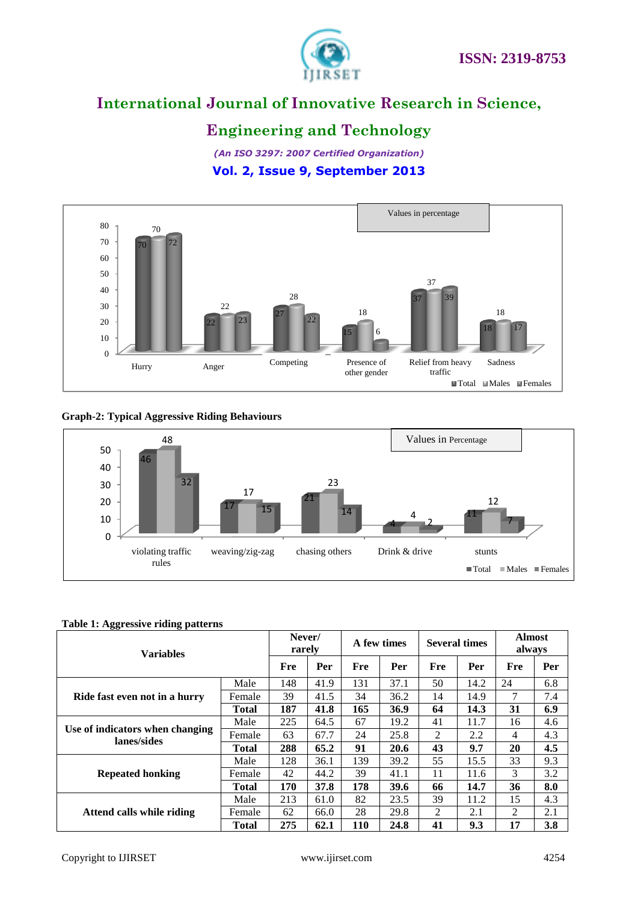Values in percentage

| | Hurry | Anger | Competing | Presence of other gender | Relief from heavy traffic | Sadness |
|---|---|---|---|---|---|---|
| Total | 70 | 22 | 27 | 15 | 37 | 18 |
| Males | 70 | 22 | 28 | 18 | 37 | 18 |
| Females | 72 | 23 | 22 | 6 | 39 | 17 |

**Graph-2: Typical Aggressive Riding Behaviours**

Values in Percentage

| | violating traffic rules | weaving/zig-zag | chasing others | Drink & drive | stunts |
|---|---|---|---|---|---|
| Total | 46 | 17 | 21 | 4 | 11 |
| Males | 48 | 17 | 23 | 4 | 12 |
| Females | 32 | 15 | 14 | 2 | 7 |

**Table 1: Aggressive riding patterns**

| Variables | | Never/ rarely | | A few times | | Several times | | Almost always | |
|---|---|---|---|---|---|---|---|---|---|
| | | Fre | Per | Fre | Per | Fre | Per | Fre | Per |
| **Ride fast even not in a hurry** | Male | 148 | 41.9 | 131 | 37.1 | 50 | 14.2 | 24 | 6.8 |
| | Female | 39 | 41.5 | 34 | 36.2 | 14 | 14.9 | 7 | 7.4 |
| | **Total** | **187** | **41.8** | **165** | **36.9** | **64** | **14.3** | **31** | **6.9** |
| **Use of indicators when changing lanes/sides** | Male | 225 | 64.5 | 67 | 19.2 | 41 | 11.7 | 16 | 4.6 |
| | Female | 63 | 67.7 | 24 | 25.8 | 2 | 2.2 | 4 | 4.3 |
| | **Total** | **288** | **65.2** | **91** | **20.6** | **43** | **9.7** | **20** | **4.5** |
| **Repeated honking** | Male | 128 | 36.1 | 139 | 39.2 | 55 | 15.5 | 33 | 9.3 |
| | Female | 42 | 44.2 | 39 | 41.1 | 11 | 11.6 | 3 | 3.2 |
| | **Total** | **170** | **37.8** | **178** | **39.6** | **66** | **14.7** | **36** | **8.0** |
| **Attend calls while riding** | Male | 213 | 61.0 | 82 | 23.5 | 39 | 11.2 | 15 | 4.3 |
| | Female | 62 | 66.0 | 28 | 29.8 | 2 | 2.1 | 2 | 2.1 |
| | **Total** | **275** | **62.1** | **110** | **24.8** | **41** | **9.3** | **17** | **3.8** |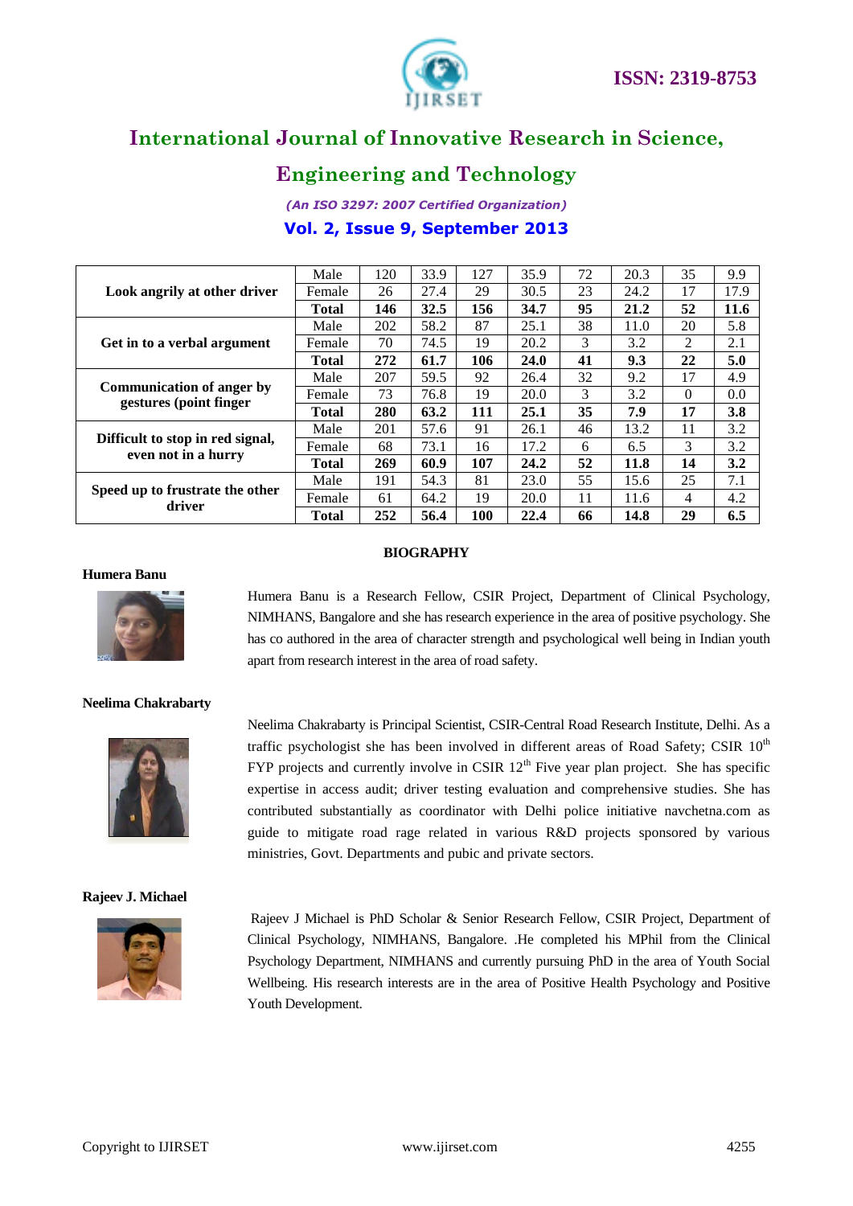| | | | | | | | | | |
|---|---|---|---|---|---|---|---|---|---|
| **Look angrily at other driver** | Male | 120 | 33.9 | 127 | 35.9 | 72 | 20.3 | 35 | 9.9 |
| | Female | 26 | 27.4 | 29 | 30.5 | 23 | 24.2 | 17 | 17.9 |
| | **Total** | **146** | **32.5** | **156** | **34.7** | **95** | **21.2** | **52** | **11.6** |
| **Get in to a verbal argument** | Male | 202 | 58.2 | 87 | 25.1 | 38 | 11.0 | 20 | 5.8 |
| | Female | 70 | 74.5 | 19 | 20.2 | 3 | 3.2 | 2 | 2.1 |
| | **Total** | **272** | **61.7** | **106** | **24.0** | **41** | **9.3** | **22** | **5.0** |
| **Communication of anger by gestures (point finger** | Male | 207 | 59.5 | 92 | 26.4 | 32 | 9.2 | 17 | 4.9 |
| | Female | 73 | 76.8 | 19 | 20.0 | 3 | 3.2 | 0 | 0.0 |
| | **Total** | **280** | **63.2** | **111** | **25.1** | **35** | **7.9** | **17** | **3.8** |
| **Difficult to stop in red signal, even not in a hurry** | Male | 201 | 57.6 | 91 | 26.1 | 46 | 13.2 | 11 | 3.2 |
| | Female | 68 | 73.1 | 16 | 17.2 | 6 | 6.5 | 3 | 3.2 |
| | **Total** | **269** | **60.9** | **107** | **24.2** | **52** | **11.8** | **14** | **3.2** |
| **Speed up to frustrate the other driver** | Male | 191 | 54.3 | 81 | 23.0 | 55 | 15.6 | 25 | 7.1 |
| | Female | 61 | 64.2 | 19 | 20.0 | 11 | 11.6 | 4 | 4.2 |
| | **Total** | **252** | **56.4** | **100** | **22.4** | **66** | **14.8** | **29** | **6.5** |

## BIOGRAPHY

**Humera Banu**

Humera Banu is a Research Fellow, CSIR Project, Department of Clinical Psychology, NIMHANS, Bangalore and she has research experience in the area of positive psychology. She has co authored in the area of character strength and psychological well being in Indian youth apart from research interest in the area of road safety.

**Neelima Chakrabarty**

Neelima Chakrabarty is Principal Scientist, CSIR-Central Road Research Institute, Delhi. As a traffic psychologist she has been involved in different areas of Road Safety; CSIR 10th FYP projects and currently involve in CSIR 12th Five year plan project. She has specific expertise in access audit; driver testing evaluation and comprehensive studies. She has contributed substantially as coordinator with Delhi police initiative navchetna.com as guide to mitigate road rage related in various R&D projects sponsored by various ministries, Govt. Departments and pubic and private sectors.

**Rajeev J. Michael**

Rajeev J Michael is PhD Scholar & Senior Research Fellow, CSIR Project, Department of Clinical Psychology, NIMHANS, Bangalore. .He completed his MPhil from the Clinical Psychology Department, NIMHANS and currently pursuing PhD in the area of Youth Social Wellbeing. His research interests are in the area of Positive Health Psychology and Positive Youth Development.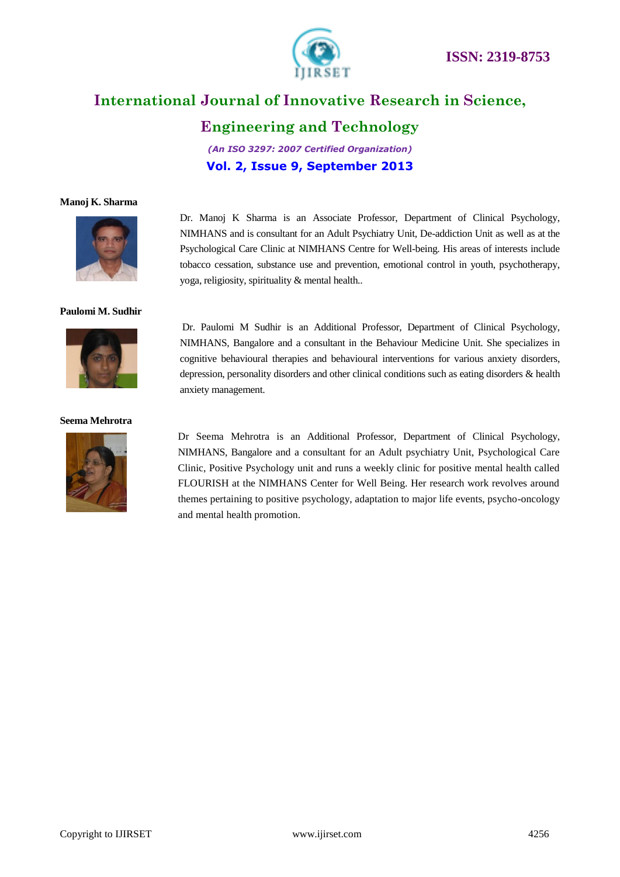**Manoj K. Sharma**

Dr. Manoj K Sharma is an Associate Professor, Department of Clinical Psychology, NIMHANS and is consultant for an Adult Psychiatry Unit, De-addiction Unit as well as at the Psychological Care Clinic at NIMHANS Centre for Well-being. His areas of interests include tobacco cessation, substance use and prevention, emotional control in youth, psychotherapy, yoga, religiosity, spirituality & mental health..

**Paulomi M. Sudhir**

Dr. Paulomi M Sudhir is an Additional Professor, Department of Clinical Psychology, NIMHANS, Bangalore and a consultant in the Behaviour Medicine Unit. She specializes in cognitive behavioural therapies and behavioural interventions for various anxiety disorders, depression, personality disorders and other clinical conditions such as eating disorders & health anxiety management.

**Seema Mehrotra**

Dr Seema Mehrotra is an Additional Professor, Department of Clinical Psychology, NIMHANS, Bangalore and a consultant for an Adult psychiatry Unit, Psychological Care Clinic, Positive Psychology unit and runs a weekly clinic for positive mental health called FLOURISH at the NIMHANS Center for Well Being. Her research work revolves around themes pertaining to positive psychology, adaptation to major life events, psycho-oncology and mental health promotion.